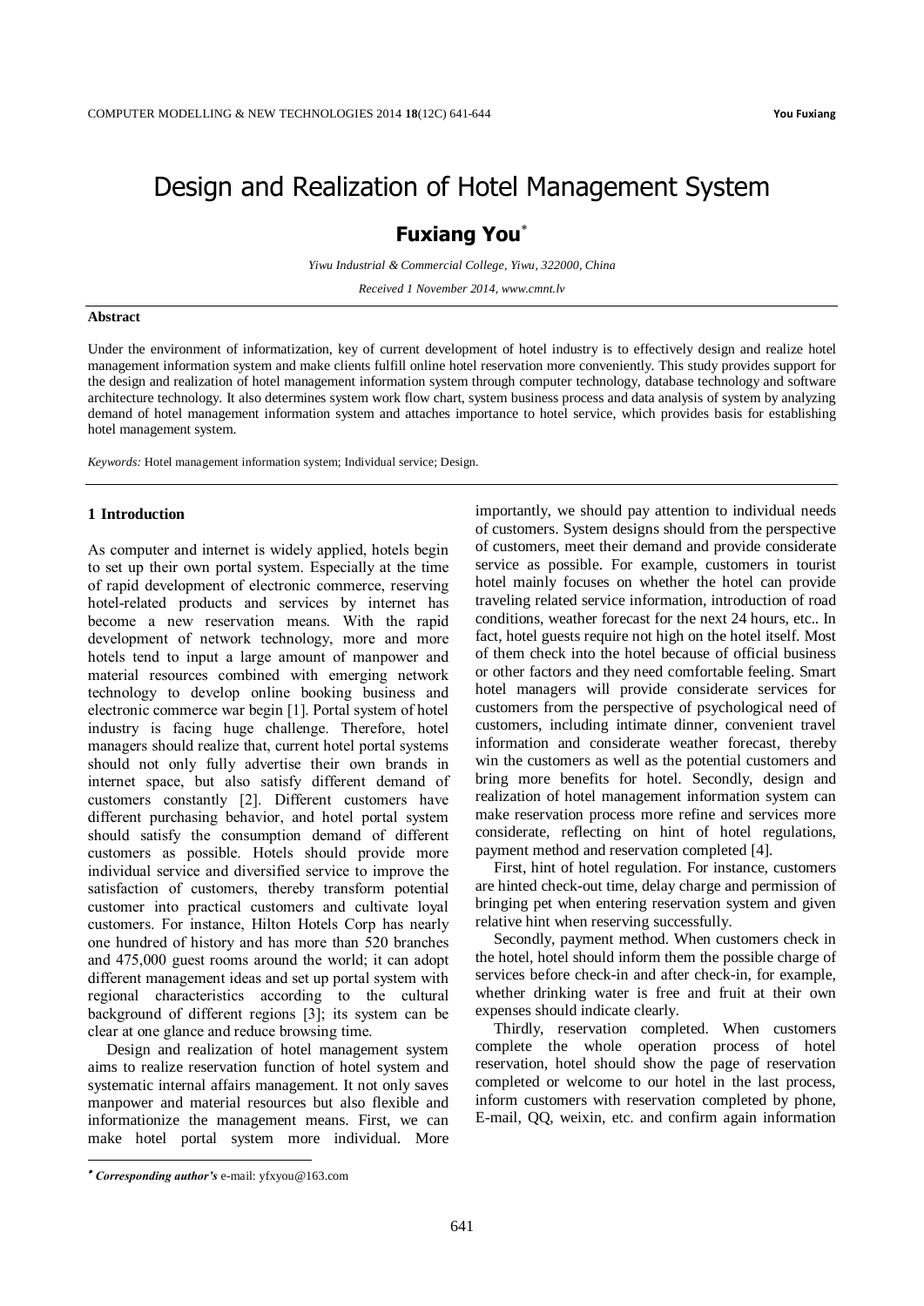# Design and Realization of Hotel Management System

**Fuxiang You***

*Yiwu Industrial & Commercial College, Yiwu, 322000, China*

*Received 1 November 2014, www.cmnt.lv*

**Abstract**

Under the environment of informatization, key of current development of hotel industry is to effectively design and realize hotel management information system and make clients fulfill online hotel reservation more conveniently. This study provides support for the design and realization of hotel management information system through computer technology, database technology and software architecture technology. It also determines system work flow chart, system business process and data analysis of system by analyzing demand of hotel management information system and attaches importance to hotel service, which provides basis for establishing hotel management system.

*Keywords:* Hotel management information system; Individual service; Design.

## 1 Introduction

As computer and internet is widely applied, hotels begin to set up their own portal system. Especially at the time of rapid development of electronic commerce, reserving hotel-related products and services by internet has become a new reservation means. With the rapid development of network technology, more and more hotels tend to input a large amount of manpower and material resources combined with emerging network technology to develop online booking business and electronic commerce war begin [1]. Portal system of hotel industry is facing huge challenge. Therefore, hotel managers should realize that, current hotel portal systems should not only fully advertise their own brands in internet space, but also satisfy different demand of customers constantly [2]. Different customers have different purchasing behavior, and hotel portal system should satisfy the consumption demand of different customers as possible. Hotels should provide more individual service and diversified service to improve the satisfaction of customers, thereby transform potential customer into practical customers and cultivate loyal customers. For instance, Hilton Hotels Corp has nearly one hundred of history and has more than 520 branches and 475,000 guest rooms around the world; it can adopt different management ideas and set up portal system with regional characteristics according to the cultural background of different regions [3]; its system can be clear at one glance and reduce browsing time.

Design and realization of hotel management system aims to realize reservation function of hotel system and systematic internal affairs management. It not only saves manpower and material resources but also flexible and informationize the management means. First, we can make hotel portal system more individual. More importantly, we should pay attention to individual needs of customers. System designs should from the perspective of customers, meet their demand and provide considerate service as possible. For example, customers in tourist hotel mainly focuses on whether the hotel can provide traveling related service information, introduction of road conditions, weather forecast for the next 24 hours, etc.. In fact, hotel guests require not high on the hotel itself. Most of them check into the hotel because of official business or other factors and they need comfortable feeling. Smart hotel managers will provide considerate services for customers from the perspective of psychological need of customers, including intimate dinner, convenient travel information and considerate weather forecast, thereby win the customers as well as the potential customers and bring more benefits for hotel. Secondly, design and realization of hotel management information system can make reservation process more refine and services more considerate, reflecting on hint of hotel regulations, payment method and reservation completed [4].

First, hint of hotel regulation. For instance, customers are hinted check-out time, delay charge and permission of bringing pet when entering reservation system and given relative hint when reserving successfully.

Secondly, payment method. When customers check in the hotel, hotel should inform them the possible charge of services before check-in and after check-in, for example, whether drinking water is free and fruit at their own expenses should indicate clearly.

Thirdly, reservation completed. When customers complete the whole operation process of hotel reservation, hotel should show the page of reservation completed or welcome to our hotel in the last process, inform customers with reservation completed by phone, E-mail, QQ, weixin, etc. and confirm again information

---

* *Corresponding author's* e-mail: yfxyou@163.com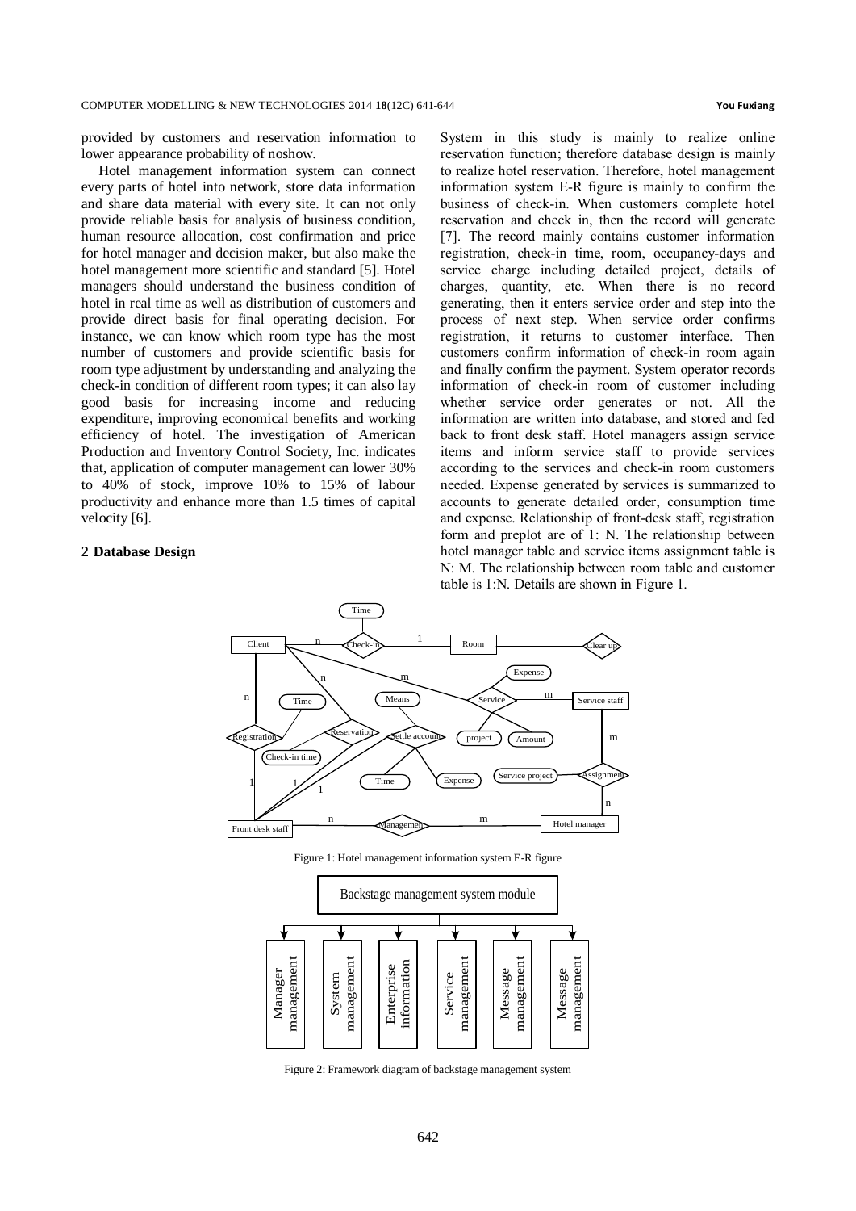provided by customers and reservation information to lower appearance probability of noshow.

Hotel management information system can connect every parts of hotel into network, store data information and share data material with every site. It can not only provide reliable basis for analysis of business condition, human resource allocation, cost confirmation and price for hotel manager and decision maker, but also make the hotel management more scientific and standard [5]. Hotel managers should understand the business condition of hotel in real time as well as distribution of customers and provide direct basis for final operating decision. For instance, we can know which room type has the most number of customers and provide scientific basis for room type adjustment by understanding and analyzing the check-in condition of different room types; it can also lay good basis for increasing income and reducing expenditure, improving economical benefits and working efficiency of hotel. The investigation of American Production and Inventory Control Society, Inc. indicates that, application of computer management can lower 30% to 40% of stock, improve 10% to 15% of labour productivity and enhance more than 1.5 times of capital velocity [6].

## 2 Database Design

System in this study is mainly to realize online reservation function; therefore database design is mainly to realize hotel reservation. Therefore, hotel management information system E-R figure is mainly to confirm the business of check-in. When customers complete hotel reservation and check in, then the record will generate [7]. The record mainly contains customer information registration, check-in time, room, occupancy-days and service charge including detailed project, details of charges, quantity, etc. When there is no record generating, then it enters service order and step into the process of next step. When service order confirms registration, it returns to customer interface. Then customers confirm information of check-in room again and finally confirm the payment. System operator records information of check-in room of customer including whether service order generates or not. All the information are written into database, and stored and fed back to front desk staff. Hotel managers assign service items and inform service staff to provide services according to the services and check-in room customers needed. Expense generated by services is summarized to accounts to generate detailed order, consumption time and expense. Relationship of front-desk staff, registration form and preplot are of 1: N. The relationship between hotel manager table and service items assignment table is N: M. The relationship between room table and customer table is 1:N. Details are shown in Figure 1.

Figure 1: Hotel management information system E-R figure

Figure 2: Framework diagram of backstage management system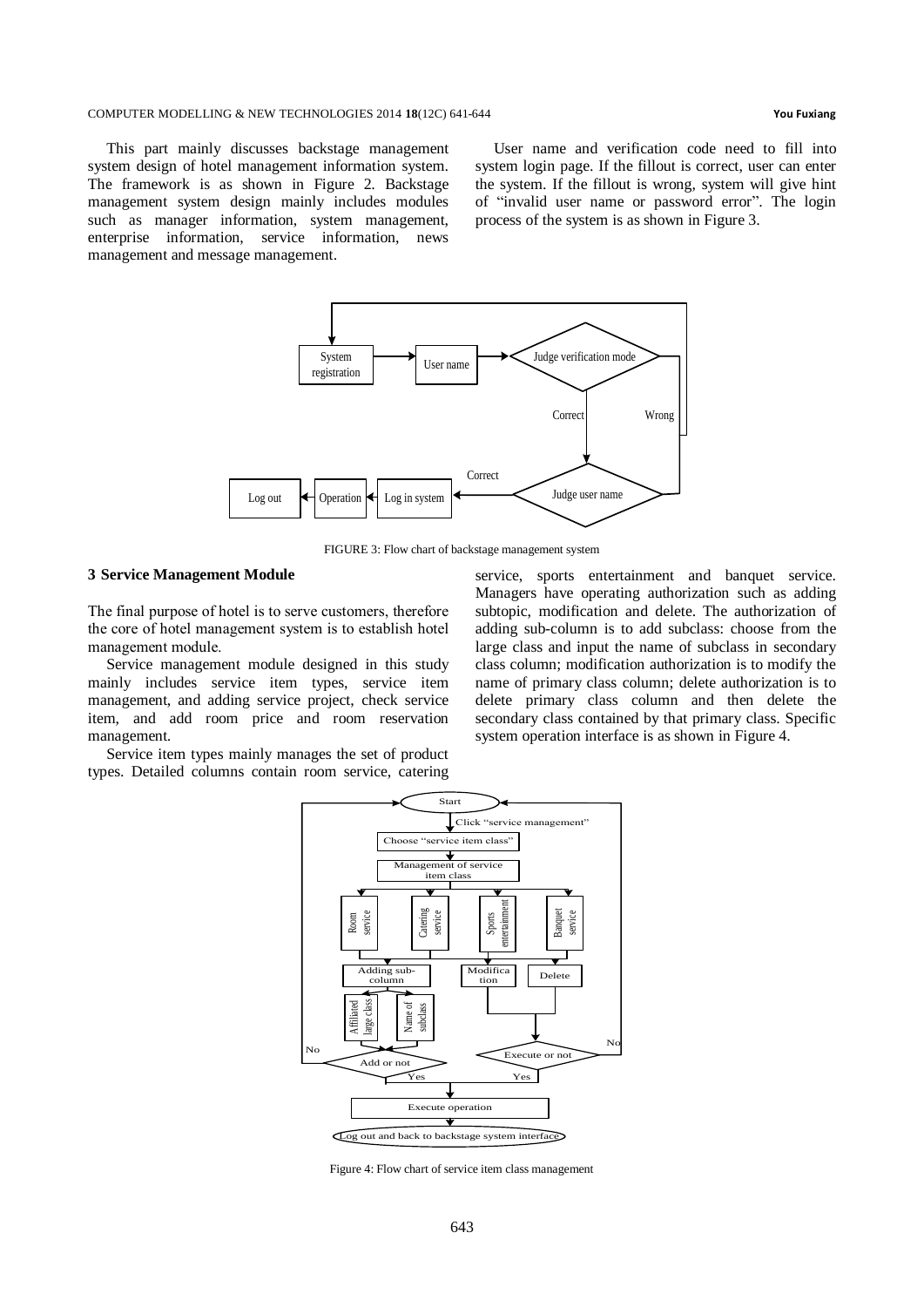This part mainly discusses backstage management system design of hotel management information system. The framework is as shown in Figure 2. Backstage management system design mainly includes modules such as manager information, system management, enterprise information, service information, news management and message management.

User name and verification code need to fill into system login page. If the fillout is correct, user can enter the system. If the fillout is wrong, system will give hint of "invalid user name or password error". The login process of the system is as shown in Figure 3.

FIGURE 3: Flow chart of backstage management system

## 3 Service Management Module

The final purpose of hotel is to serve customers, therefore the core of hotel management system is to establish hotel management module.

Service management module designed in this study mainly includes service item types, service item management, and adding service project, check service item, and add room price and room reservation management.

Service item types mainly manages the set of product types. Detailed columns contain room service, catering service, sports entertainment and banquet service. Managers have operating authorization such as adding subtopic, modification and delete. The authorization of adding sub-column is to add subclass: choose from the large class and input the name of subclass in secondary class column; modification authorization is to modify the name of primary class column; delete authorization is to delete primary class column and then delete the secondary class contained by that primary class. Specific system operation interface is as shown in Figure 4.

Figure 4: Flow chart of service item class management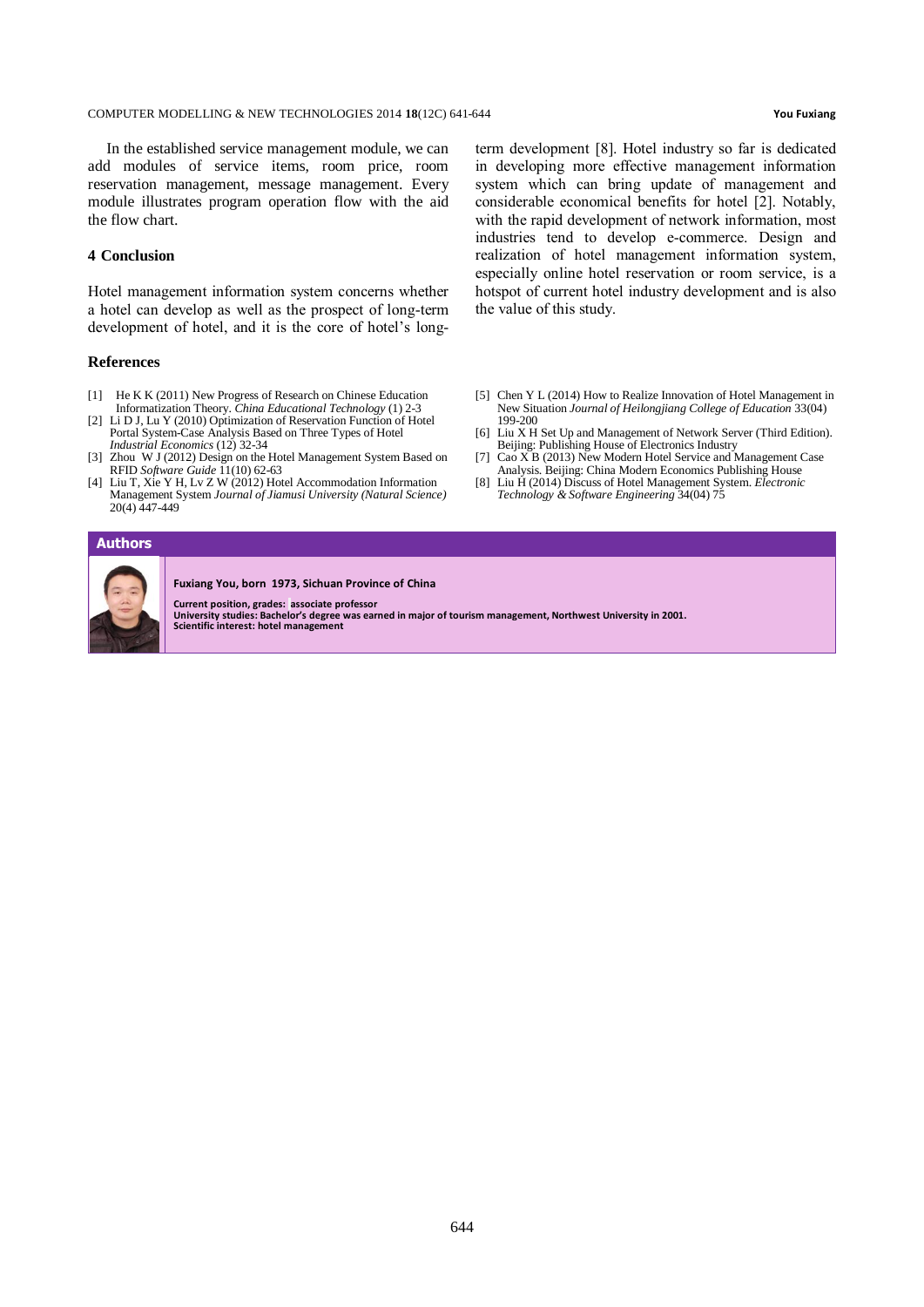In the established service management module, we can add modules of service items, room price, room reservation management, message management. Every module illustrates program operation flow with the aid the flow chart.

## 4 Conclusion

Hotel management information system concerns whether a hotel can develop as well as the prospect of long-term development of hotel, and it is the core of hotel's long-term development [8]. Hotel industry so far is dedicated in developing more effective management information system which can bring update of management and considerable economical benefits for hotel [2]. Notably, with the rapid development of network information, most industries tend to develop e-commerce. Design and realization of hotel management information system, especially online hotel reservation or room service, is a hotspot of current hotel industry development and is also the value of this study.

## References

[1] He K K (2011) New Progress of Research on Chinese Education Informatization Theory. *China Educational Technology* (1) 2-3

[2] Li D J, Lu Y (2010) Optimization of Reservation Function of Hotel Portal System-Case Analysis Based on Three Types of Hotel *Industrial Economics* (12) 32-34

[3] Zhou W J (2012) Design on the Hotel Management System Based on RFID *Software Guide* 11(10) 62-63

[4] Liu T, Xie Y H, Lv Z W (2012) Hotel Accommodation Information Management System *Journal of Jiamusi University (Natural Science)* 20(4) 447-449

[5] Chen Y L (2014) How to Realize Innovation of Hotel Management in New Situation *Journal of Heilongjiang College of Education* 33(04) 199-200

[6] Liu X H Set Up and Management of Network Server (Third Edition). Beijing: Publishing House of Electronics Industry

[7] Cao X B (2013) New Modern Hotel Service and Management Case Analysis. Beijing: China Modern Economics Publishing House

[8] Liu H (2014) Discuss of Hotel Management System. *Electronic Technology & Software Engineering* 34(04) 75

## Authors

**Fuxiang You, born 1973, Sichuan Province of China**

**Current position, grades: associate professor**
**University studies: Bachelor's degree was earned in major of tourism management, Northwest University in 2001.**
**Scientific interest: hotel management**